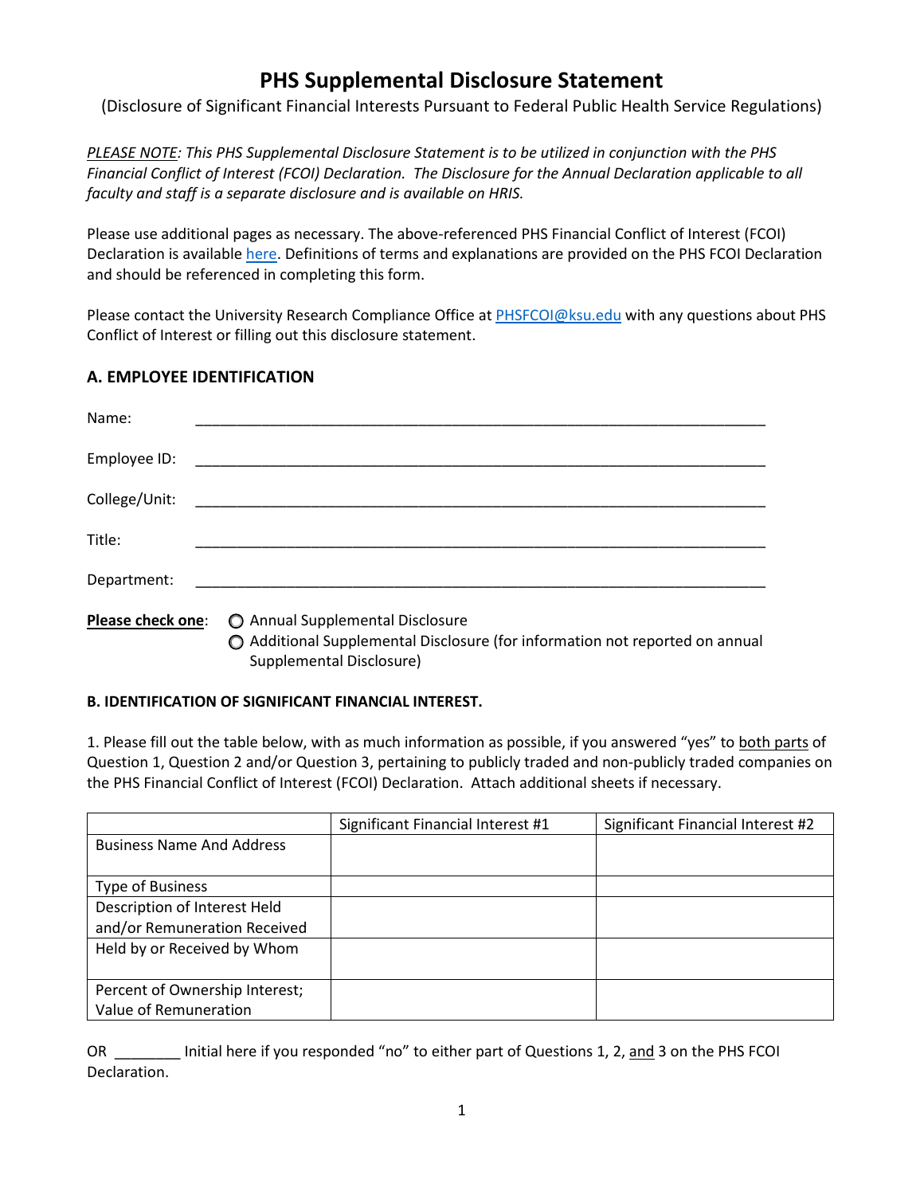# PHS Supplemental Disclosure Statement

(Disclosure of Significant Financial Interests Pursuant to Federal Public Health Service Regulations)

*PLEASE NOTE: This PHS Supplemental Disclosure Statement is to be utilized in conjunction with the PHS Financial Conflict of Interest (FCOI) Declaration. The Disclosure for the Annual Declaration applicable to all faculty and staff is a separate disclosure and is available on HRIS.*

Please use additional pages as necessary. The above-referenced PHS Financial Conflict of Interest (FCOI) Declaration is available here. Definitions of terms and explanations are provided on the PHS FCOI Declaration and should be referenced in completing this form.

Please contact the University Research Compliance Office at PHSFCOI@ksu.edu with any questions about PHS Conflict of Interest or filling out this disclosure statement.

## A. EMPLOYEE IDENTIFICATION

Name: ______________________________________________________________________

Employee ID: ______________________________________________________________________

College/Unit: ______________________________________________________________________

Title: ______________________________________________________________________

Department: ______________________________________________________________________

**Please check one**:
- ◯ Annual Supplemental Disclosure
- ◯ Additional Supplemental Disclosure (for information not reported on annual Supplemental Disclosure)

### B. IDENTIFICATION OF SIGNIFICANT FINANCIAL INTEREST.

1. Please fill out the table below, with as much information as possible, if you answered "yes" to both parts of Question 1, Question 2 and/or Question 3, pertaining to publicly traded and non-publicly traded companies on the PHS Financial Conflict of Interest (FCOI) Declaration. Attach additional sheets if necessary.

| | Significant Financial Interest #1 | Significant Financial Interest #2 |
|---|---|---|
| Business Name And Address | | |
| Type of Business | | |
| Description of Interest Held and/or Remuneration Received | | |
| Held by or Received by Whom | | |
| Percent of Ownership Interest; Value of Remuneration | | |

OR ________ Initial here if you responded "no" to either part of Questions 1, 2, and 3 on the PHS FCOI Declaration.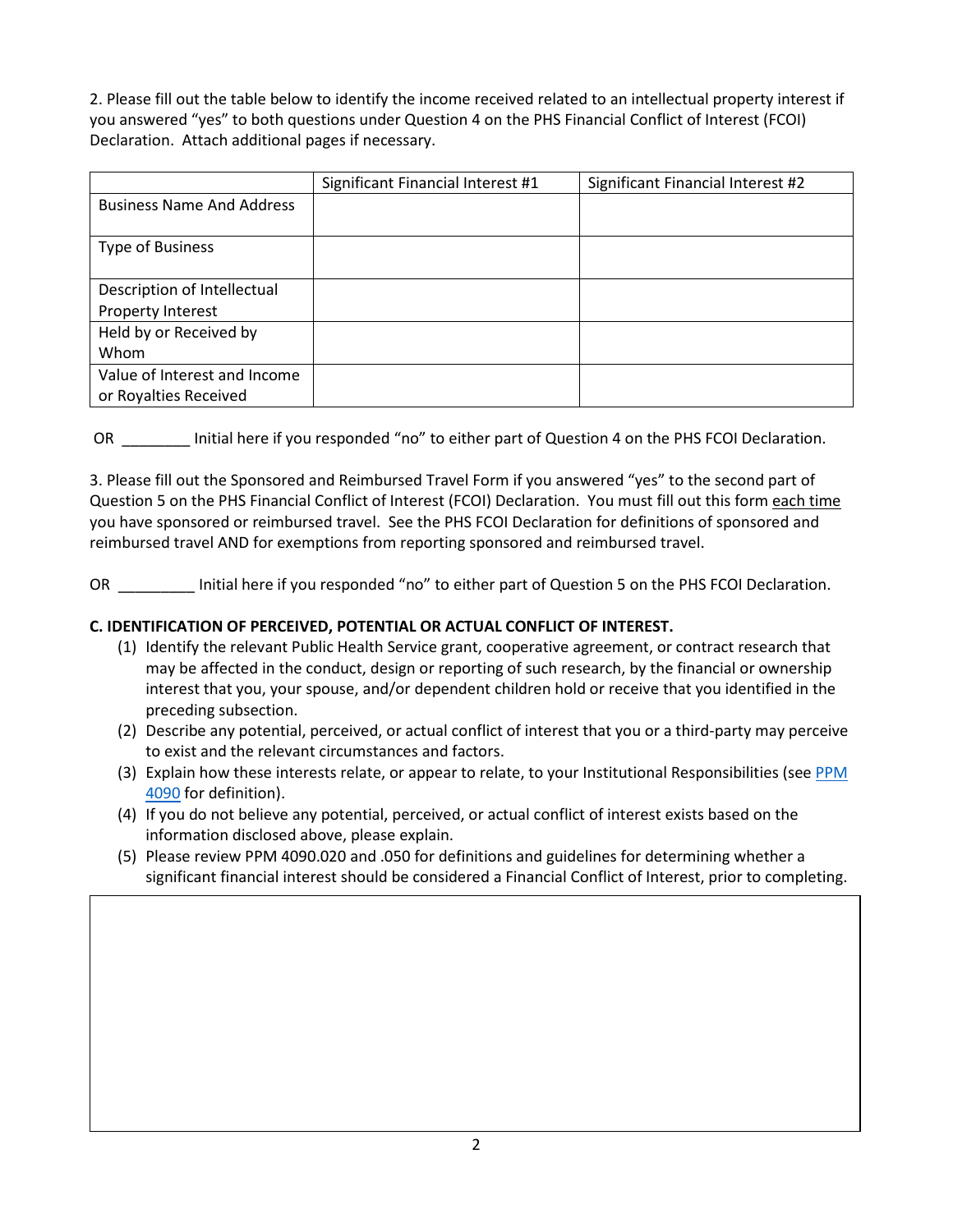2. Please fill out the table below to identify the income received related to an intellectual property interest if you answered "yes" to both questions under Question 4 on the PHS Financial Conflict of Interest (FCOI) Declaration. Attach additional pages if necessary.

| | Significant Financial Interest #1 | Significant Financial Interest #2 |
|---|---|---|
| Business Name And Address | | |
| Type of Business | | |
| Description of Intellectual Property Interest | | |
| Held by or Received by Whom | | |
| Value of Interest and Income or Royalties Received | | |

OR ________ Initial here if you responded "no" to either part of Question 4 on the PHS FCOI Declaration.

3. Please fill out the Sponsored and Reimbursed Travel Form if you answered "yes" to the second part of Question 5 on the PHS Financial Conflict of Interest (FCOI) Declaration. You must fill out this form each time you have sponsored or reimbursed travel. See the PHS FCOI Declaration for definitions of sponsored and reimbursed travel AND for exemptions from reporting sponsored and reimbursed travel.

OR _________ Initial here if you responded "no" to either part of Question 5 on the PHS FCOI Declaration.

**C. IDENTIFICATION OF PERCEIVED, POTENTIAL OR ACTUAL CONFLICT OF INTEREST.**

1. Identify the relevant Public Health Service grant, cooperative agreement, or contract research that may be affected in the conduct, design or reporting of such research, by the financial or ownership interest that you, your spouse, and/or dependent children hold or receive that you identified in the preceding subsection.
2. Describe any potential, perceived, or actual conflict of interest that you or a third-party may perceive to exist and the relevant circumstances and factors.
3. Explain how these interests relate, or appear to relate, to your Institutional Responsibilities (see PPM 4090 for definition).
4. If you do not believe any potential, perceived, or actual conflict of interest exists based on the information disclosed above, please explain.
5. Please review PPM 4090.020 and .050 for definitions and guidelines for determining whether a significant financial interest should be considered a Financial Conflict of Interest, prior to completing.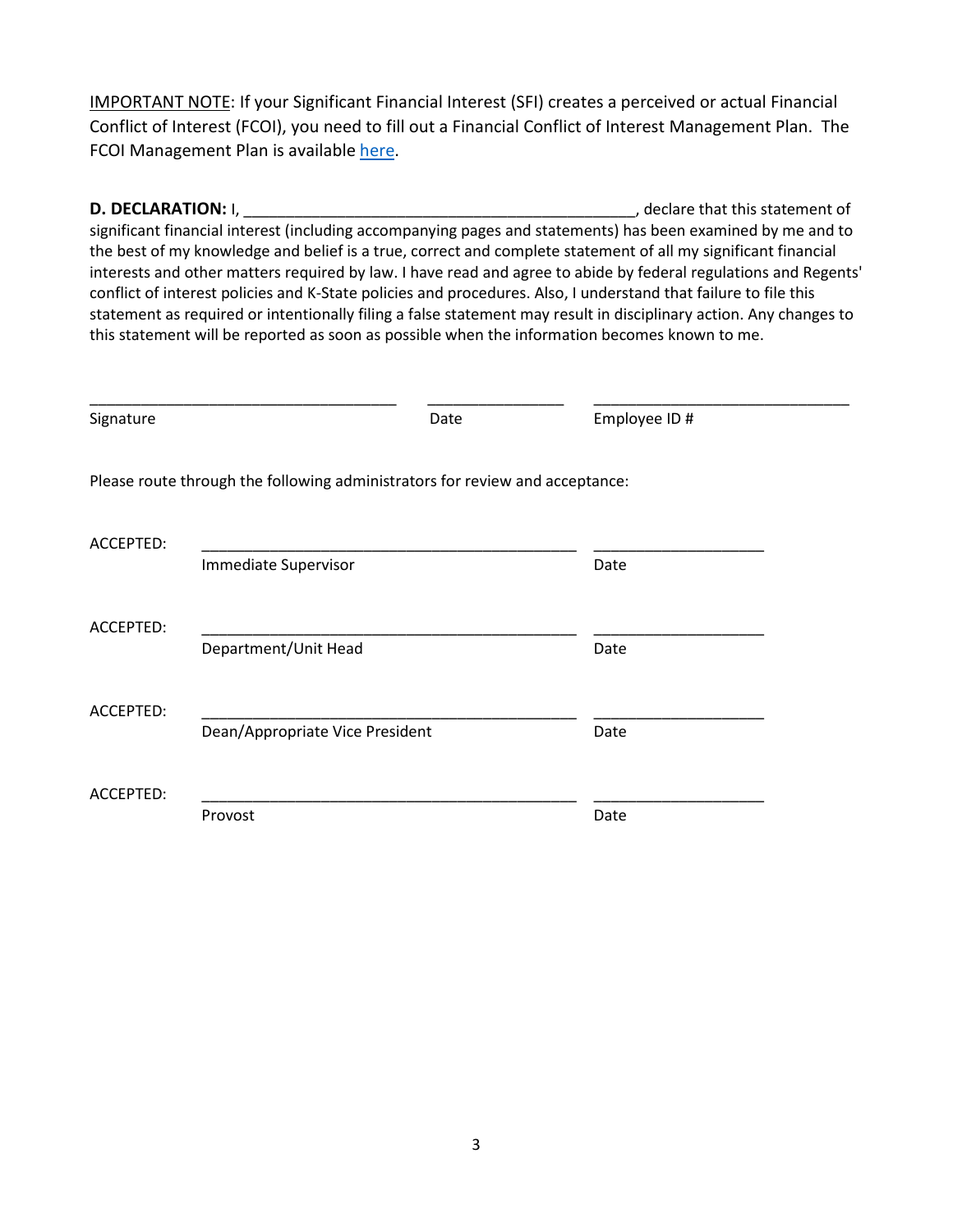IMPORTANT NOTE: If your Significant Financial Interest (SFI) creates a perceived or actual Financial Conflict of Interest (FCOI), you need to fill out a Financial Conflict of Interest Management Plan. The FCOI Management Plan is available here.

**D. DECLARATION:** I, ______________________________________________, declare that this statement of significant financial interest (including accompanying pages and statements) has been examined by me and to the best of my knowledge and belief is a true, correct and complete statement of all my significant financial interests and other matters required by law. I have read and agree to abide by federal regulations and Regents' conflict of interest policies and K-State policies and procedures. Also, I understand that failure to file this statement as required or intentionally filing a false statement may result in disciplinary action. Any changes to this statement will be reported as soon as possible when the information becomes known to me.

| | | |
|---|---|---|
| ____________________________________ | ________________ | ______________________________ |
| Signature | Date | Employee ID # |

Please route through the following administrators for review and acceptance:

| | | |
|---|---|---|
| ACCEPTED: | ____________________________________________ | ____________________ |
| | Immediate Supervisor | Date |
| ACCEPTED: | ____________________________________________ | ____________________ |
| | Department/Unit Head | Date |
| ACCEPTED: | ____________________________________________ | ____________________ |
| | Dean/Appropriate Vice President | Date |
| ACCEPTED: | ____________________________________________ | ____________________ |
| | Provost | Date |